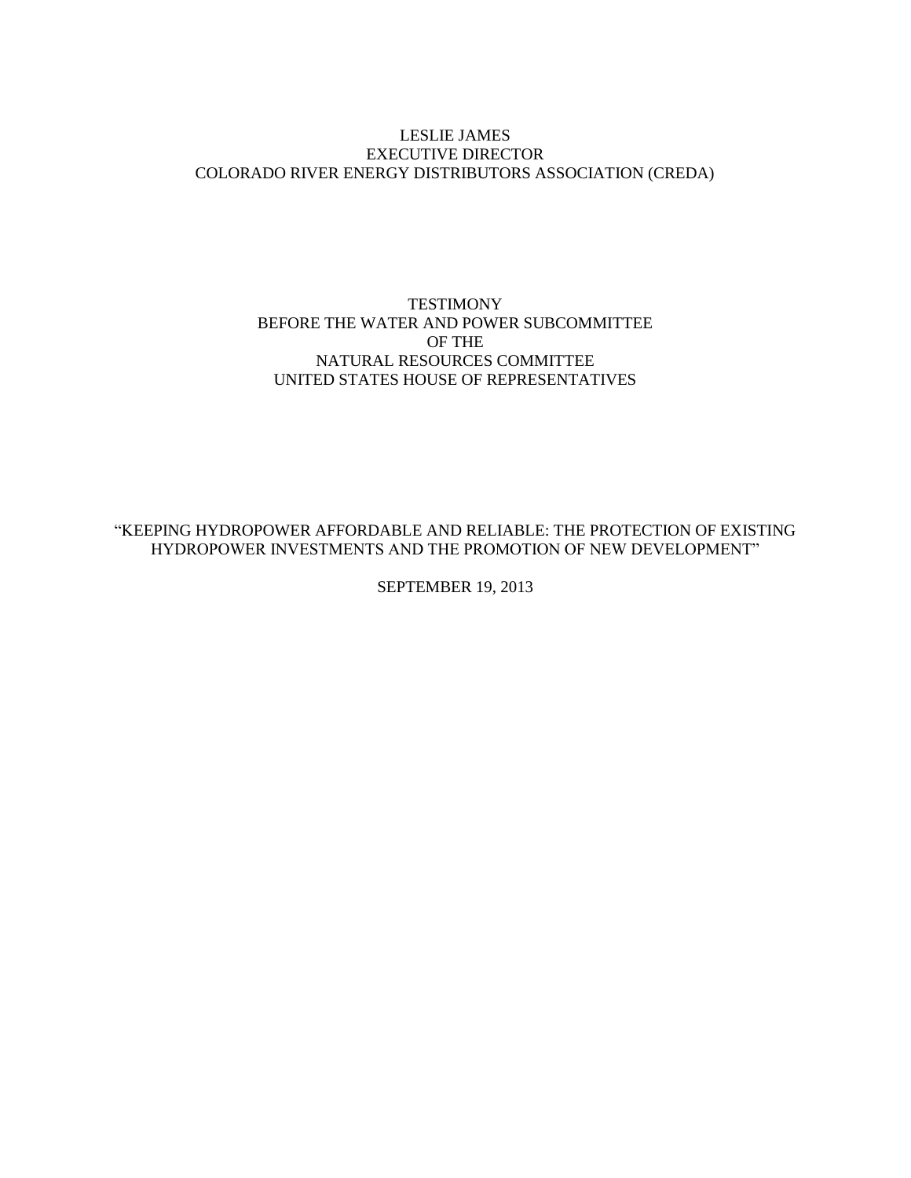LESLIE JAMES
EXECUTIVE DIRECTOR
COLORADO RIVER ENERGY DISTRIBUTORS ASSOCIATION (CREDA)

TESTIMONY
BEFORE THE WATER AND POWER SUBCOMMITTEE
OF THE
NATURAL RESOURCES COMMITTEE
UNITED STATES HOUSE OF REPRESENTATIVES

# "KEEPING HYDROPOWER AFFORDABLE AND RELIABLE: THE PROTECTION OF EXISTING HYDROPOWER INVESTMENTS AND THE PROMOTION OF NEW DEVELOPMENT"

SEPTEMBER 19, 2013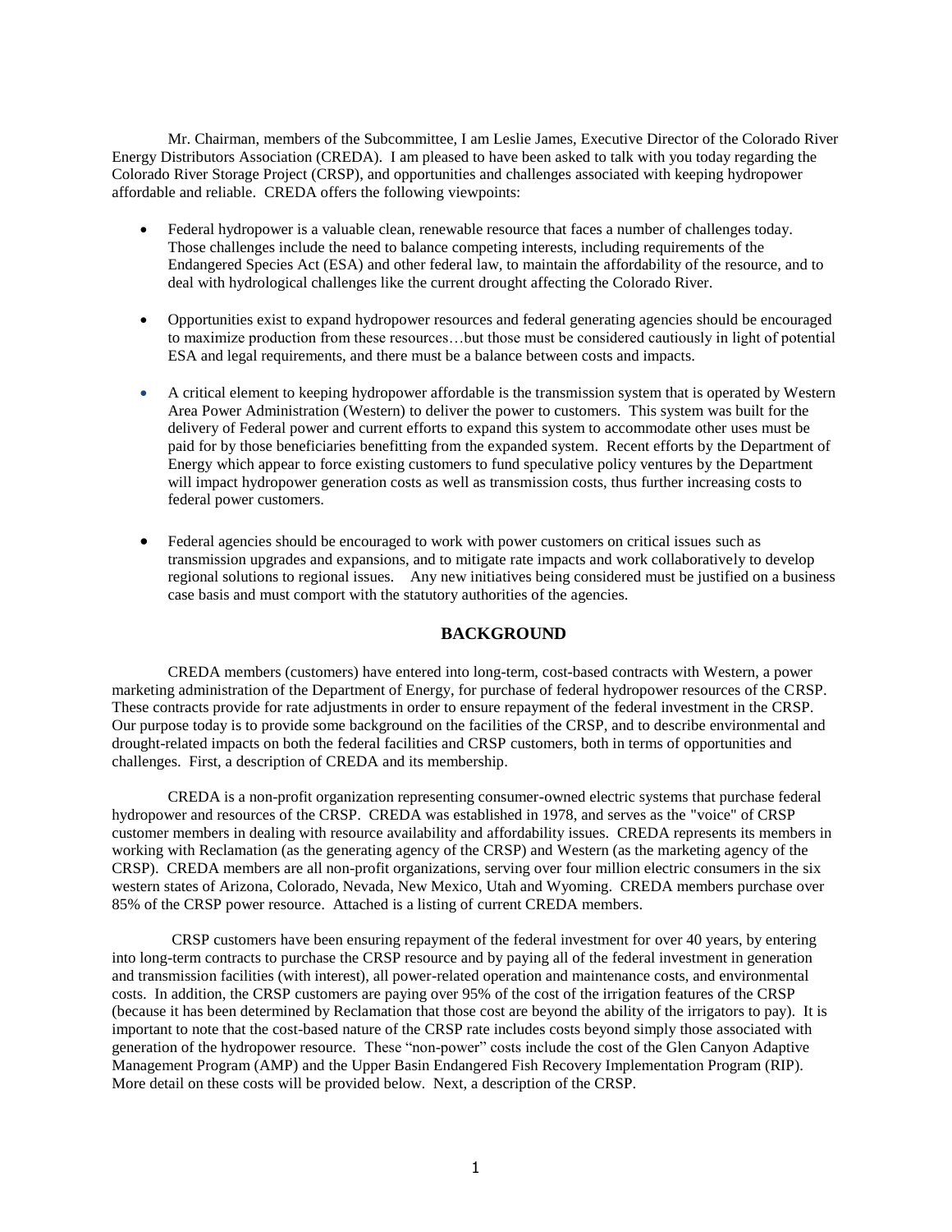Mr. Chairman, members of the Subcommittee, I am Leslie James, Executive Director of the Colorado River Energy Distributors Association (CREDA). I am pleased to have been asked to talk with you today regarding the Colorado River Storage Project (CRSP), and opportunities and challenges associated with keeping hydropower affordable and reliable. CREDA offers the following viewpoints:

- Federal hydropower is a valuable clean, renewable resource that faces a number of challenges today. Those challenges include the need to balance competing interests, including requirements of the Endangered Species Act (ESA) and other federal law, to maintain the affordability of the resource, and to deal with hydrological challenges like the current drought affecting the Colorado River.

- Opportunities exist to expand hydropower resources and federal generating agencies should be encouraged to maximize production from these resources…but those must be considered cautiously in light of potential ESA and legal requirements, and there must be a balance between costs and impacts.

- A critical element to keeping hydropower affordable is the transmission system that is operated by Western Area Power Administration (Western) to deliver the power to customers. This system was built for the delivery of Federal power and current efforts to expand this system to accommodate other uses must be paid for by those beneficiaries benefitting from the expanded system. Recent efforts by the Department of Energy which appear to force existing customers to fund speculative policy ventures by the Department will impact hydropower generation costs as well as transmission costs, thus further increasing costs to federal power customers.

- Federal agencies should be encouraged to work with power customers on critical issues such as transmission upgrades and expansions, and to mitigate rate impacts and work collaboratively to develop regional solutions to regional issues. Any new initiatives being considered must be justified on a business case basis and must comport with the statutory authorities of the agencies.

## BACKGROUND

CREDA members (customers) have entered into long-term, cost-based contracts with Western, a power marketing administration of the Department of Energy, for purchase of federal hydropower resources of the CRSP. These contracts provide for rate adjustments in order to ensure repayment of the federal investment in the CRSP. Our purpose today is to provide some background on the facilities of the CRSP, and to describe environmental and drought-related impacts on both the federal facilities and CRSP customers, both in terms of opportunities and challenges. First, a description of CREDA and its membership.

CREDA is a non-profit organization representing consumer-owned electric systems that purchase federal hydropower and resources of the CRSP. CREDA was established in 1978, and serves as the "voice" of CRSP customer members in dealing with resource availability and affordability issues. CREDA represents its members in working with Reclamation (as the generating agency of the CRSP) and Western (as the marketing agency of the CRSP). CREDA members are all non-profit organizations, serving over four million electric consumers in the six western states of Arizona, Colorado, Nevada, New Mexico, Utah and Wyoming. CREDA members purchase over 85% of the CRSP power resource. Attached is a listing of current CREDA members.

CRSP customers have been ensuring repayment of the federal investment for over 40 years, by entering into long-term contracts to purchase the CRSP resource and by paying all of the federal investment in generation and transmission facilities (with interest), all power-related operation and maintenance costs, and environmental costs. In addition, the CRSP customers are paying over 95% of the cost of the irrigation features of the CRSP (because it has been determined by Reclamation that those cost are beyond the ability of the irrigators to pay). It is important to note that the cost-based nature of the CRSP rate includes costs beyond simply those associated with generation of the hydropower resource. These "non-power" costs include the cost of the Glen Canyon Adaptive Management Program (AMP) and the Upper Basin Endangered Fish Recovery Implementation Program (RIP). More detail on these costs will be provided below. Next, a description of the CRSP.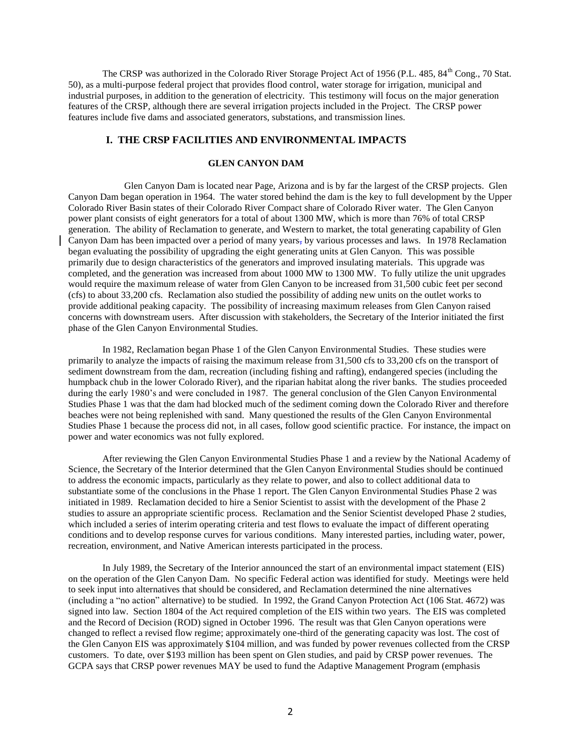The CRSP was authorized in the Colorado River Storage Project Act of 1956 (P.L. 485, 84th Cong., 70 Stat. 50), as a multi-purpose federal project that provides flood control, water storage for irrigation, municipal and industrial purposes, in addition to the generation of electricity. This testimony will focus on the major generation features of the CRSP, although there are several irrigation projects included in the Project. The CRSP power features include five dams and associated generators, substations, and transmission lines.

## I. THE CRSP FACILITIES AND ENVIRONMENTAL IMPACTS

### GLEN CANYON DAM

Glen Canyon Dam is located near Page, Arizona and is by far the largest of the CRSP projects. Glen Canyon Dam began operation in 1964. The water stored behind the dam is the key to full development by the Upper Colorado River Basin states of their Colorado River Compact share of Colorado River water. The Glen Canyon power plant consists of eight generators for a total of about 1300 MW, which is more than 76% of total CRSP generation. The ability of Reclamation to generate, and Western to market, the total generating capability of Glen Canyon Dam has been impacted over a period of many years, by various processes and laws. In 1978 Reclamation began evaluating the possibility of upgrading the eight generating units at Glen Canyon. This was possible primarily due to design characteristics of the generators and improved insulating materials. This upgrade was completed, and the generation was increased from about 1000 MW to 1300 MW. To fully utilize the unit upgrades would require the maximum release of water from Glen Canyon to be increased from 31,500 cubic feet per second (cfs) to about 33,200 cfs. Reclamation also studied the possibility of adding new units on the outlet works to provide additional peaking capacity. The possibility of increasing maximum releases from Glen Canyon raised concerns with downstream users. After discussion with stakeholders, the Secretary of the Interior initiated the first phase of the Glen Canyon Environmental Studies.

In 1982, Reclamation began Phase 1 of the Glen Canyon Environmental Studies. These studies were primarily to analyze the impacts of raising the maximum release from 31,500 cfs to 33,200 cfs on the transport of sediment downstream from the dam, recreation (including fishing and rafting), endangered species (including the humpback chub in the lower Colorado River), and the riparian habitat along the river banks. The studies proceeded during the early 1980's and were concluded in 1987. The general conclusion of the Glen Canyon Environmental Studies Phase 1 was that the dam had blocked much of the sediment coming down the Colorado River and therefore beaches were not being replenished with sand. Many questioned the results of the Glen Canyon Environmental Studies Phase 1 because the process did not, in all cases, follow good scientific practice. For instance, the impact on power and water economics was not fully explored.

After reviewing the Glen Canyon Environmental Studies Phase 1 and a review by the National Academy of Science, the Secretary of the Interior determined that the Glen Canyon Environmental Studies should be continued to address the economic impacts, particularly as they relate to power, and also to collect additional data to substantiate some of the conclusions in the Phase 1 report. The Glen Canyon Environmental Studies Phase 2 was initiated in 1989. Reclamation decided to hire a Senior Scientist to assist with the development of the Phase 2 studies to assure an appropriate scientific process. Reclamation and the Senior Scientist developed Phase 2 studies, which included a series of interim operating criteria and test flows to evaluate the impact of different operating conditions and to develop response curves for various conditions. Many interested parties, including water, power, recreation, environment, and Native American interests participated in the process.

In July 1989, the Secretary of the Interior announced the start of an environmental impact statement (EIS) on the operation of the Glen Canyon Dam. No specific Federal action was identified for study. Meetings were held to seek input into alternatives that should be considered, and Reclamation determined the nine alternatives (including a "no action" alternative) to be studied. In 1992, the Grand Canyon Protection Act (106 Stat. 4672) was signed into law. Section 1804 of the Act required completion of the EIS within two years. The EIS was completed and the Record of Decision (ROD) signed in October 1996. The result was that Glen Canyon operations were changed to reflect a revised flow regime; approximately one-third of the generating capacity was lost. The cost of the Glen Canyon EIS was approximately $104 million, and was funded by power revenues collected from the CRSP customers. To date, over $193 million has been spent on Glen studies, and paid by CRSP power revenues. The GCPA says that CRSP power revenues MAY be used to fund the Adaptive Management Program (emphasis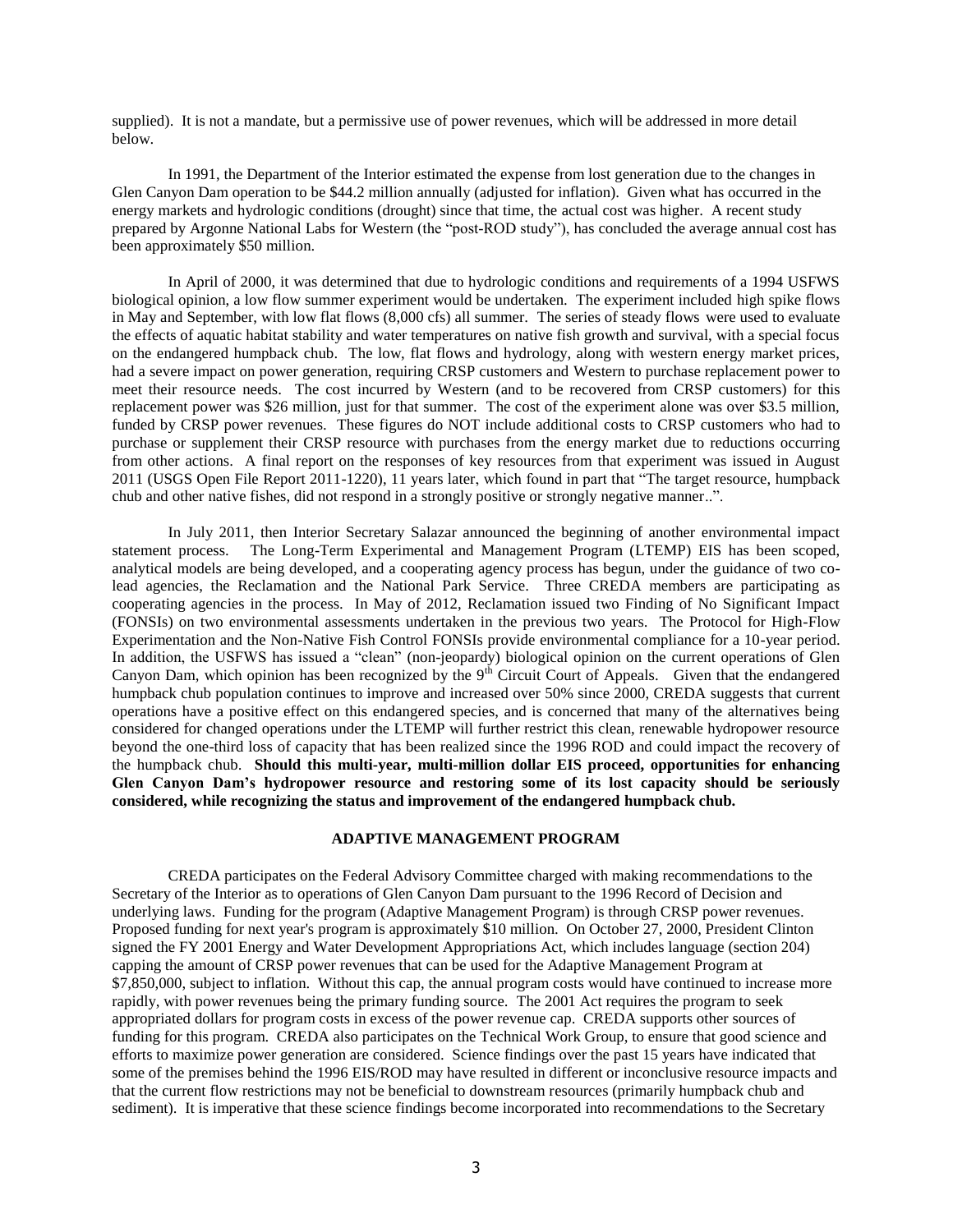supplied). It is not a mandate, but a permissive use of power revenues, which will be addressed in more detail below.

In 1991, the Department of the Interior estimated the expense from lost generation due to the changes in Glen Canyon Dam operation to be \$44.2 million annually (adjusted for inflation). Given what has occurred in the energy markets and hydrologic conditions (drought) since that time, the actual cost was higher. A recent study prepared by Argonne National Labs for Western (the "post-ROD study"), has concluded the average annual cost has been approximately \$50 million.

In April of 2000, it was determined that due to hydrologic conditions and requirements of a 1994 USFWS biological opinion, a low flow summer experiment would be undertaken. The experiment included high spike flows in May and September, with low flat flows (8,000 cfs) all summer. The series of steady flows were used to evaluate the effects of aquatic habitat stability and water temperatures on native fish growth and survival, with a special focus on the endangered humpback chub. The low, flat flows and hydrology, along with western energy market prices, had a severe impact on power generation, requiring CRSP customers and Western to purchase replacement power to meet their resource needs. The cost incurred by Western (and to be recovered from CRSP customers) for this replacement power was \$26 million, just for that summer. The cost of the experiment alone was over \$3.5 million, funded by CRSP power revenues. These figures do NOT include additional costs to CRSP customers who had to purchase or supplement their CRSP resource with purchases from the energy market due to reductions occurring from other actions. A final report on the responses of key resources from that experiment was issued in August 2011 (USGS Open File Report 2011-1220), 11 years later, which found in part that "The target resource, humpback chub and other native fishes, did not respond in a strongly positive or strongly negative manner..".

In July 2011, then Interior Secretary Salazar announced the beginning of another environmental impact statement process. The Long-Term Experimental and Management Program (LTEMP) EIS has been scoped, analytical models are being developed, and a cooperating agency process has begun, under the guidance of two co-lead agencies, the Reclamation and the National Park Service. Three CREDA members are participating as cooperating agencies in the process. In May of 2012, Reclamation issued two Finding of No Significant Impact (FONSIs) on two environmental assessments undertaken in the previous two years. The Protocol for High-Flow Experimentation and the Non-Native Fish Control FONSIs provide environmental compliance for a 10-year period. In addition, the USFWS has issued a "clean" (non-jeopardy) biological opinion on the current operations of Glen Canyon Dam, which opinion has been recognized by the 9th Circuit Court of Appeals. Given that the endangered humpback chub population continues to improve and increased over 50% since 2000, CREDA suggests that current operations have a positive effect on this endangered species, and is concerned that many of the alternatives being considered for changed operations under the LTEMP will further restrict this clean, renewable hydropower resource beyond the one-third loss of capacity that has been realized since the 1996 ROD and could impact the recovery of the humpback chub. **Should this multi-year, multi-million dollar EIS proceed, opportunities for enhancing Glen Canyon Dam's hydropower resource and restoring some of its lost capacity should be seriously considered, while recognizing the status and improvement of the endangered humpback chub.**

## ADAPTIVE MANAGEMENT PROGRAM

CREDA participates on the Federal Advisory Committee charged with making recommendations to the Secretary of the Interior as to operations of Glen Canyon Dam pursuant to the 1996 Record of Decision and underlying laws. Funding for the program (Adaptive Management Program) is through CRSP power revenues. Proposed funding for next year's program is approximately \$10 million. On October 27, 2000, President Clinton signed the FY 2001 Energy and Water Development Appropriations Act, which includes language (section 204) capping the amount of CRSP power revenues that can be used for the Adaptive Management Program at \$7,850,000, subject to inflation. Without this cap, the annual program costs would have continued to increase more rapidly, with power revenues being the primary funding source. The 2001 Act requires the program to seek appropriated dollars for program costs in excess of the power revenue cap. CREDA supports other sources of funding for this program. CREDA also participates on the Technical Work Group, to ensure that good science and efforts to maximize power generation are considered. Science findings over the past 15 years have indicated that some of the premises behind the 1996 EIS/ROD may have resulted in different or inconclusive resource impacts and that the current flow restrictions may not be beneficial to downstream resources (primarily humpback chub and sediment). It is imperative that these science findings become incorporated into recommendations to the Secretary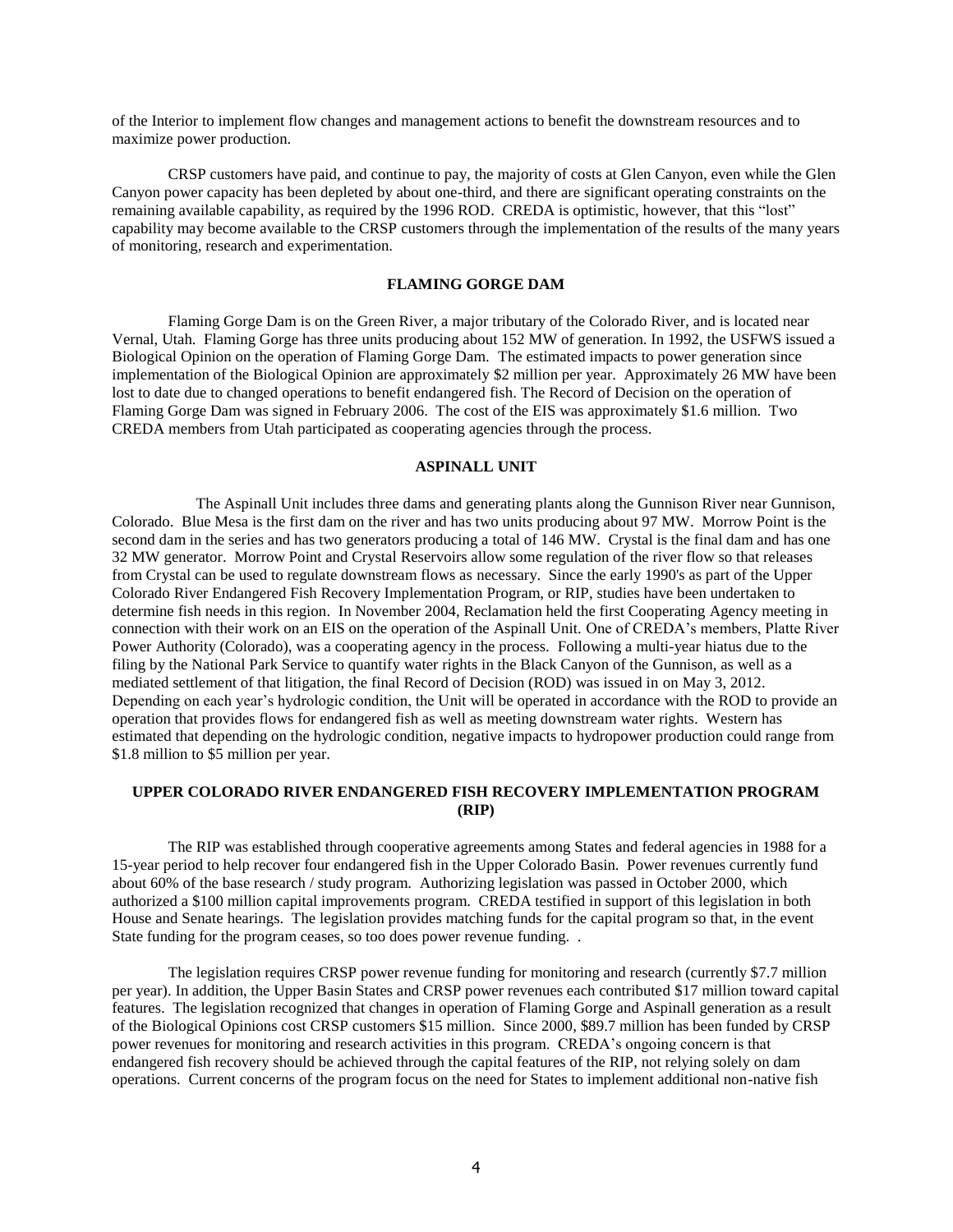of the Interior to implement flow changes and management actions to benefit the downstream resources and to maximize power production.

CRSP customers have paid, and continue to pay, the majority of costs at Glen Canyon, even while the Glen Canyon power capacity has been depleted by about one-third, and there are significant operating constraints on the remaining available capability, as required by the 1996 ROD. CREDA is optimistic, however, that this "lost" capability may become available to the CRSP customers through the implementation of the results of the many years of monitoring, research and experimentation.

## FLAMING GORGE DAM

Flaming Gorge Dam is on the Green River, a major tributary of the Colorado River, and is located near Vernal, Utah. Flaming Gorge has three units producing about 152 MW of generation. In 1992, the USFWS issued a Biological Opinion on the operation of Flaming Gorge Dam. The estimated impacts to power generation since implementation of the Biological Opinion are approximately $2 million per year. Approximately 26 MW have been lost to date due to changed operations to benefit endangered fish. The Record of Decision on the operation of Flaming Gorge Dam was signed in February 2006. The cost of the EIS was approximately $1.6 million. Two CREDA members from Utah participated as cooperating agencies through the process.

## ASPINALL UNIT

The Aspinall Unit includes three dams and generating plants along the Gunnison River near Gunnison, Colorado. Blue Mesa is the first dam on the river and has two units producing about 97 MW. Morrow Point is the second dam in the series and has two generators producing a total of 146 MW. Crystal is the final dam and has one 32 MW generator. Morrow Point and Crystal Reservoirs allow some regulation of the river flow so that releases from Crystal can be used to regulate downstream flows as necessary. Since the early 1990's as part of the Upper Colorado River Endangered Fish Recovery Implementation Program, or RIP, studies have been undertaken to determine fish needs in this region. In November 2004, Reclamation held the first Cooperating Agency meeting in connection with their work on an EIS on the operation of the Aspinall Unit. One of CREDA's members, Platte River Power Authority (Colorado), was a cooperating agency in the process. Following a multi-year hiatus due to the filing by the National Park Service to quantify water rights in the Black Canyon of the Gunnison, as well as a mediated settlement of that litigation, the final Record of Decision (ROD) was issued in on May 3, 2012. Depending on each year's hydrologic condition, the Unit will be operated in accordance with the ROD to provide an operation that provides flows for endangered fish as well as meeting downstream water rights. Western has estimated that depending on the hydrologic condition, negative impacts to hydropower production could range from $1.8 million to $5 million per year.

## UPPER COLORADO RIVER ENDANGERED FISH RECOVERY IMPLEMENTATION PROGRAM (RIP)

The RIP was established through cooperative agreements among States and federal agencies in 1988 for a 15-year period to help recover four endangered fish in the Upper Colorado Basin. Power revenues currently fund about 60% of the base research / study program. Authorizing legislation was passed in October 2000, which authorized a $100 million capital improvements program. CREDA testified in support of this legislation in both House and Senate hearings. The legislation provides matching funds for the capital program so that, in the event State funding for the program ceases, so too does power revenue funding. .

The legislation requires CRSP power revenue funding for monitoring and research (currently $7.7 million per year). In addition, the Upper Basin States and CRSP power revenues each contributed $17 million toward capital features. The legislation recognized that changes in operation of Flaming Gorge and Aspinall generation as a result of the Biological Opinions cost CRSP customers $15 million. Since 2000, $89.7 million has been funded by CRSP power revenues for monitoring and research activities in this program. CREDA's ongoing concern is that endangered fish recovery should be achieved through the capital features of the RIP, not relying solely on dam operations. Current concerns of the program focus on the need for States to implement additional non-native fish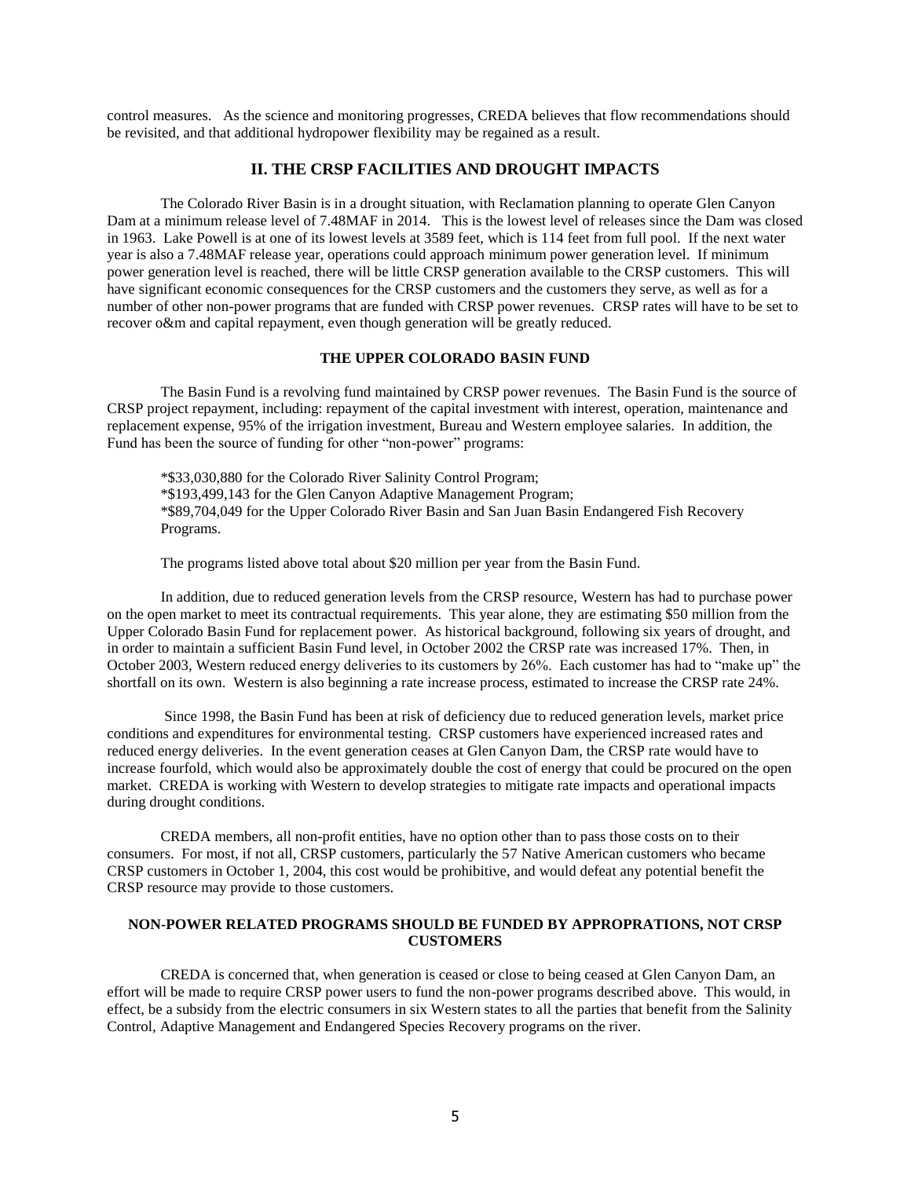control measures. As the science and monitoring progresses, CREDA believes that flow recommendations should be revisited, and that additional hydropower flexibility may be regained as a result.

## II. THE CRSP FACILITIES AND DROUGHT IMPACTS

The Colorado River Basin is in a drought situation, with Reclamation planning to operate Glen Canyon Dam at a minimum release level of 7.48MAF in 2014. This is the lowest level of releases since the Dam was closed in 1963. Lake Powell is at one of its lowest levels at 3589 feet, which is 114 feet from full pool. If the next water year is also a 7.48MAF release year, operations could approach minimum power generation level. If minimum power generation level is reached, there will be little CRSP generation available to the CRSP customers. This will have significant economic consequences for the CRSP customers and the customers they serve, as well as for a number of other non-power programs that are funded with CRSP power revenues. CRSP rates will have to be set to recover o&m and capital repayment, even though generation will be greatly reduced.

### THE UPPER COLORADO BASIN FUND

The Basin Fund is a revolving fund maintained by CRSP power revenues. The Basin Fund is the source of CRSP project repayment, including: repayment of the capital investment with interest, operation, maintenance and replacement expense, 95% of the irrigation investment, Bureau and Western employee salaries. In addition, the Fund has been the source of funding for other "non-power" programs:

*$33,030,880 for the Colorado River Salinity Control Program;
*$193,499,143 for the Glen Canyon Adaptive Management Program;
*$89,704,049 for the Upper Colorado River Basin and San Juan Basin Endangered Fish Recovery Programs.

The programs listed above total about $20 million per year from the Basin Fund.

In addition, due to reduced generation levels from the CRSP resource, Western has had to purchase power on the open market to meet its contractual requirements. This year alone, they are estimating $50 million from the Upper Colorado Basin Fund for replacement power. As historical background, following six years of drought, and in order to maintain a sufficient Basin Fund level, in October 2002 the CRSP rate was increased 17%. Then, in October 2003, Western reduced energy deliveries to its customers by 26%. Each customer has had to "make up" the shortfall on its own. Western is also beginning a rate increase process, estimated to increase the CRSP rate 24%.

Since 1998, the Basin Fund has been at risk of deficiency due to reduced generation levels, market price conditions and expenditures for environmental testing. CRSP customers have experienced increased rates and reduced energy deliveries. In the event generation ceases at Glen Canyon Dam, the CRSP rate would have to increase fourfold, which would also be approximately double the cost of energy that could be procured on the open market. CREDA is working with Western to develop strategies to mitigate rate impacts and operational impacts during drought conditions.

CREDA members, all non-profit entities, have no option other than to pass those costs on to their consumers. For most, if not all, CRSP customers, particularly the 57 Native American customers who became CRSP customers in October 1, 2004, this cost would be prohibitive, and would defeat any potential benefit the CRSP resource may provide to those customers.

### NON-POWER RELATED PROGRAMS SHOULD BE FUNDED BY APPROPRATIONS, NOT CRSP CUSTOMERS

CREDA is concerned that, when generation is ceased or close to being ceased at Glen Canyon Dam, an effort will be made to require CRSP power users to fund the non-power programs described above. This would, in effect, be a subsidy from the electric consumers in six Western states to all the parties that benefit from the Salinity Control, Adaptive Management and Endangered Species Recovery programs on the river.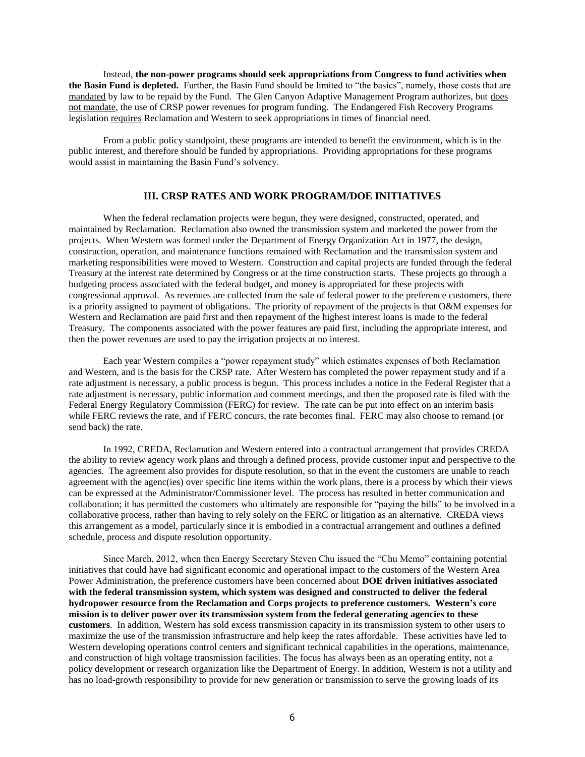Instead, **the non-power programs should seek appropriations from Congress to fund activities when the Basin Fund is depleted.** Further, the Basin Fund should be limited to "the basics", namely, those costs that are <u>mandated</u> by law to be repaid by the Fund. The Glen Canyon Adaptive Management Program authorizes, but <u>does not mandate</u>, the use of CRSP power revenues for program funding. The Endangered Fish Recovery Programs legislation <u>requires</u> Reclamation and Western to seek appropriations in times of financial need.

From a public policy standpoint, these programs are intended to benefit the environment, which is in the public interest, and therefore should be funded by appropriations. Providing appropriations for these programs would assist in maintaining the Basin Fund's solvency.

## III. CRSP RATES AND WORK PROGRAM/DOE INITIATIVES

When the federal reclamation projects were begun, they were designed, constructed, operated, and maintained by Reclamation. Reclamation also owned the transmission system and marketed the power from the projects. When Western was formed under the Department of Energy Organization Act in 1977, the design, construction, operation, and maintenance functions remained with Reclamation and the transmission system and marketing responsibilities were moved to Western. Construction and capital projects are funded through the federal Treasury at the interest rate determined by Congress or at the time construction starts. These projects go through a budgeting process associated with the federal budget, and money is appropriated for these projects with congressional approval. As revenues are collected from the sale of federal power to the preference customers, there is a priority assigned to payment of obligations. The priority of repayment of the projects is that O&M expenses for Western and Reclamation are paid first and then repayment of the highest interest loans is made to the federal Treasury. The components associated with the power features are paid first, including the appropriate interest, and then the power revenues are used to pay the irrigation projects at no interest.

Each year Western compiles a "power repayment study" which estimates expenses of both Reclamation and Western, and is the basis for the CRSP rate. After Western has completed the power repayment study and if a rate adjustment is necessary, a public process is begun. This process includes a notice in the Federal Register that a rate adjustment is necessary, public information and comment meetings, and then the proposed rate is filed with the Federal Energy Regulatory Commission (FERC) for review. The rate can be put into effect on an interim basis while FERC reviews the rate, and if FERC concurs, the rate becomes final. FERC may also choose to remand (or send back) the rate.

In 1992, CREDA, Reclamation and Western entered into a contractual arrangement that provides CREDA the ability to review agency work plans and through a defined process, provide customer input and perspective to the agencies. The agreement also provides for dispute resolution, so that in the event the customers are unable to reach agreement with the agenc(ies) over specific line items within the work plans, there is a process by which their views can be expressed at the Administrator/Commissioner level. The process has resulted in better communication and collaboration; it has permitted the customers who ultimately are responsible for "paying the bills" to be involved in a collaborative process, rather than having to rely solely on the FERC or litigation as an alternative. CREDA views this arrangement as a model, particularly since it is embodied in a contractual arrangement and outlines a defined schedule, process and dispute resolution opportunity.

Since March, 2012, when then Energy Secretary Steven Chu issued the "Chu Memo" containing potential initiatives that could have had significant economic and operational impact to the customers of the Western Area Power Administration, the preference customers have been concerned about **DOE driven initiatives associated with the federal transmission system, which system was designed and constructed to deliver the federal hydropower resource from the Reclamation and Corps projects to preference customers. Western's core mission is to deliver power over its transmission system from the federal generating agencies to these customers**. In addition, Western has sold excess transmission capacity in its transmission system to other users to maximize the use of the transmission infrastructure and help keep the rates affordable. These activities have led to Western developing operations control centers and significant technical capabilities in the operations, maintenance, and construction of high voltage transmission facilities. The focus has always been as an operating entity, not a policy development or research organization like the Department of Energy. In addition, Western is not a utility and has no load-growth responsibility to provide for new generation or transmission to serve the growing loads of its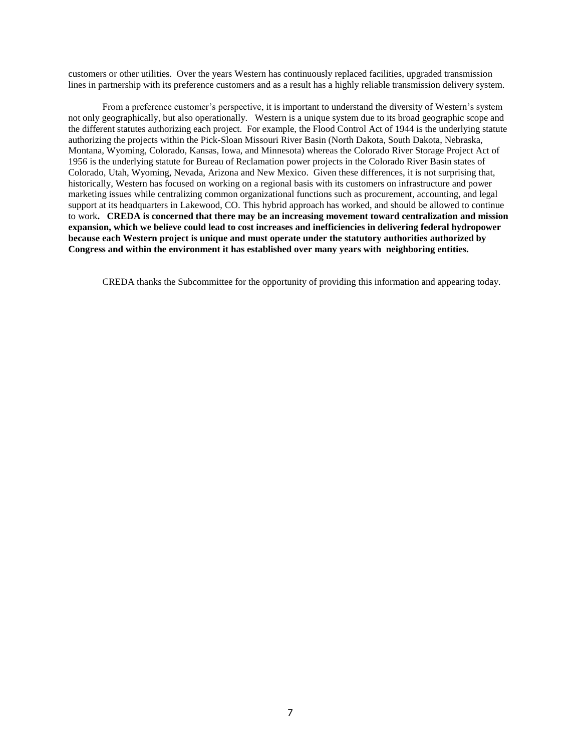customers or other utilities. Over the years Western has continuously replaced facilities, upgraded transmission lines in partnership with its preference customers and as a result has a highly reliable transmission delivery system.

From a preference customer's perspective, it is important to understand the diversity of Western's system not only geographically, but also operationally. Western is a unique system due to its broad geographic scope and the different statutes authorizing each project. For example, the Flood Control Act of 1944 is the underlying statute authorizing the projects within the Pick-Sloan Missouri River Basin (North Dakota, South Dakota, Nebraska, Montana, Wyoming, Colorado, Kansas, Iowa, and Minnesota) whereas the Colorado River Storage Project Act of 1956 is the underlying statute for Bureau of Reclamation power projects in the Colorado River Basin states of Colorado, Utah, Wyoming, Nevada, Arizona and New Mexico. Given these differences, it is not surprising that, historically, Western has focused on working on a regional basis with its customers on infrastructure and power marketing issues while centralizing common organizational functions such as procurement, accounting, and legal support at its headquarters in Lakewood, CO. This hybrid approach has worked, and should be allowed to continue to work**. CREDA is concerned that there may be an increasing movement toward centralization and mission expansion, which we believe could lead to cost increases and inefficiencies in delivering federal hydropower because each Western project is unique and must operate under the statutory authorities authorized by Congress and within the environment it has established over many years with neighboring entities.**

CREDA thanks the Subcommittee for the opportunity of providing this information and appearing today.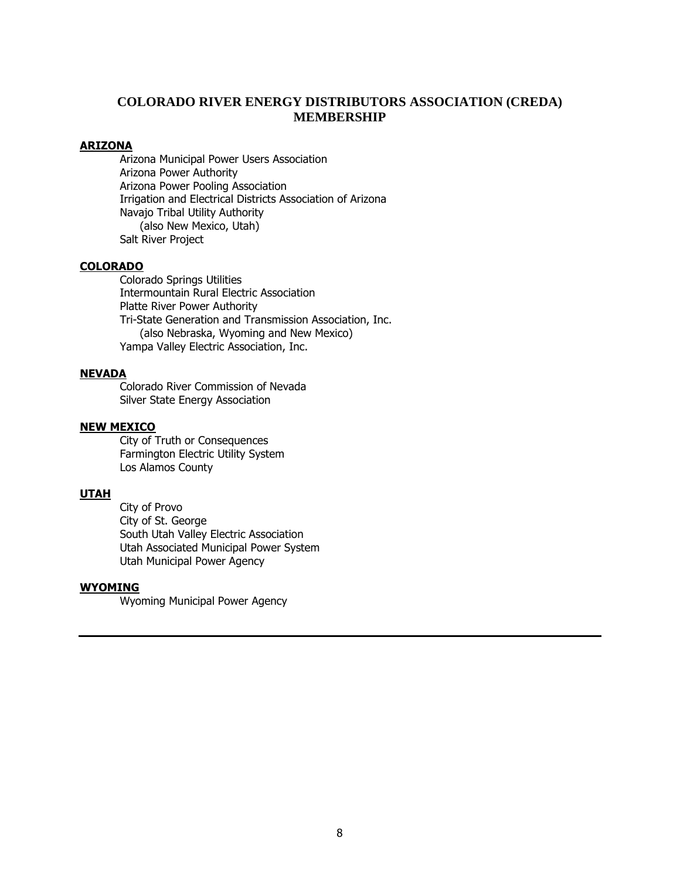# COLORADO RIVER ENERGY DISTRIBUTORS ASSOCIATION (CREDA) MEMBERSHIP

**ARIZONA**

- Arizona Municipal Power Users Association
- Arizona Power Authority
- Arizona Power Pooling Association
- Irrigation and Electrical Districts Association of Arizona
- Navajo Tribal Utility Authority
  (also New Mexico, Utah)
- Salt River Project

**COLORADO**

- Colorado Springs Utilities
- Intermountain Rural Electric Association
- Platte River Power Authority
- Tri-State Generation and Transmission Association, Inc.
  (also Nebraska, Wyoming and New Mexico)
- Yampa Valley Electric Association, Inc.

**NEVADA**

- Colorado River Commission of Nevada
- Silver State Energy Association

**NEW MEXICO**

- City of Truth or Consequences
- Farmington Electric Utility System
- Los Alamos County

**UTAH**

- City of Provo
- City of St. George
- South Utah Valley Electric Association
- Utah Associated Municipal Power System
- Utah Municipal Power Agency

**WYOMING**

- Wyoming Municipal Power Agency

---